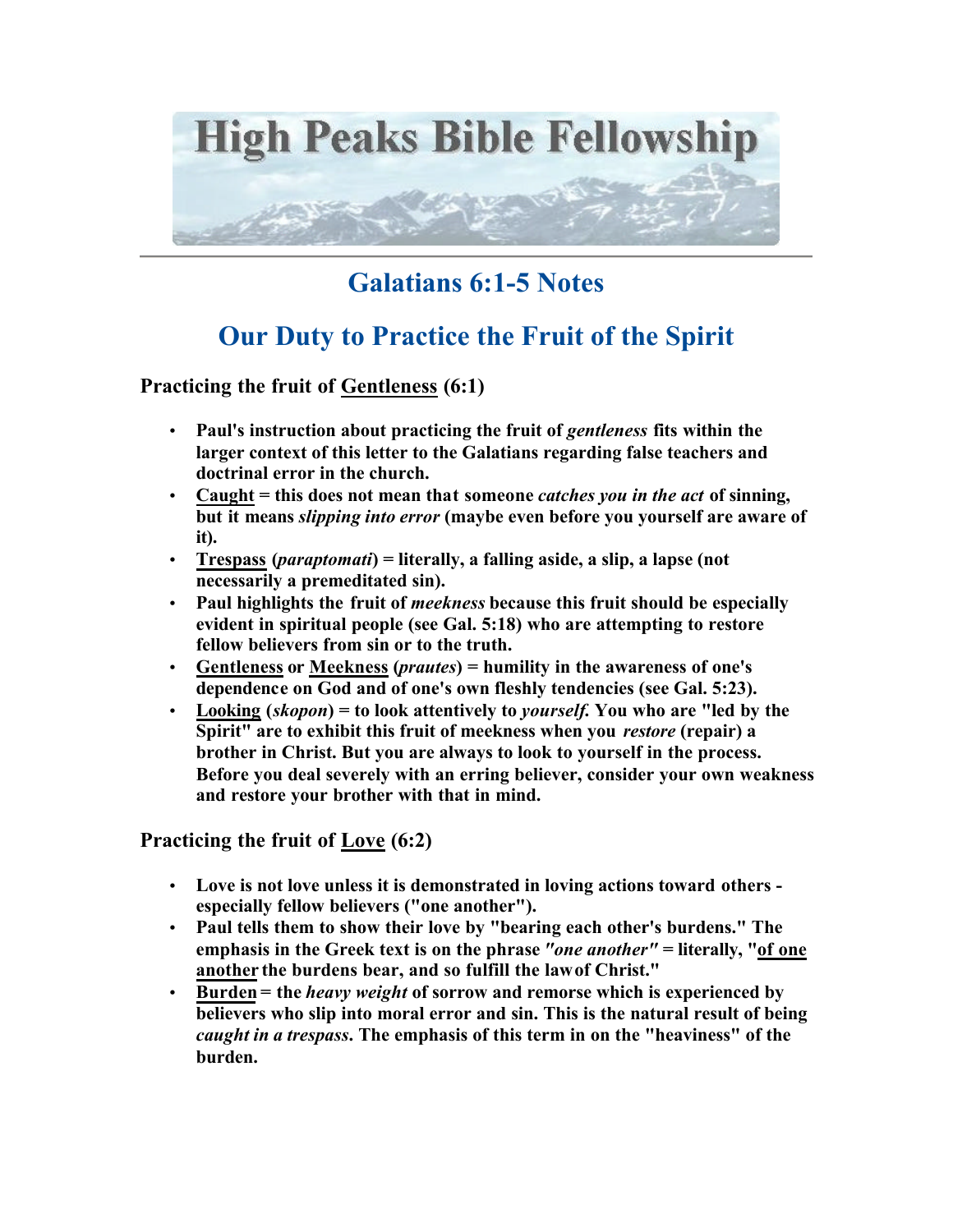# High Peaks Bible Fellowship

## Galatians 6:1-5 Notes

## Our Duty to Practice the Fruit of the Spirit

### Practicing the fruit of Gentleness (6:1)

- **Paul's instruction about practicing the fruit of *gentleness* fits within the larger context of this letter to the Galatians regarding false teachers and doctrinal error in the church.**
- **Caught = this does not mean that someone *catches you in the act* of sinning, but it means *slipping into error* (maybe even before you yourself are aware of it).**
- **Trespass (*paraptomati*) = literally, a falling aside, a slip, a lapse (not necessarily a premeditated sin).**
- **Paul highlights the fruit of *meekness* because this fruit should be especially evident in spiritual people (see Gal. 5:18) who are attempting to restore fellow believers from sin or to the truth.**
- **Gentleness or Meekness (*prautes*) = humility in the awareness of one's dependence on God and of one's own fleshly tendencies (see Gal. 5:23).**
- **Looking (*skopon*) = to look attentively to *yourself.* You who are "led by the Spirit" are to exhibit this fruit of meekness when you *restore* (repair) a brother in Christ. But you are always to look to yourself in the process. Before you deal severely with an erring believer, consider your own weakness and restore your brother with that in mind.**

### Practicing the fruit of Love (6:2)

- **Love is not love unless it is demonstrated in loving actions toward others - especially fellow believers ("one another").**
- **Paul tells them to show their love by "bearing each other's burdens." The emphasis in the Greek text is on the phrase *"one another"* = literally, "of one another the burdens bear, and so fulfill the law of Christ."**
- **Burden = the *heavy weight* of sorrow and remorse which is experienced by believers who slip into moral error and sin. This is the natural result of being *caught in a trespass*. The emphasis of this term in on the "heaviness" of the burden.**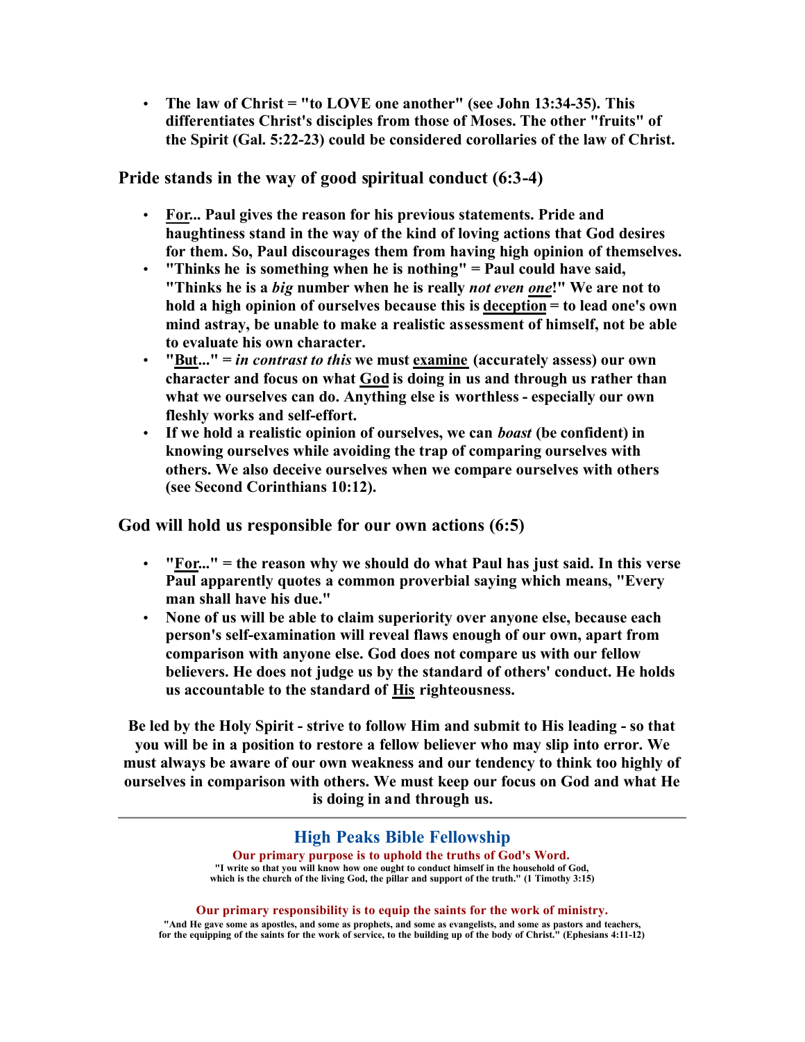- **The law of Christ = "to LOVE one another" (see John 13:34-35). This differentiates Christ's disciples from those of Moses. The other "fruits" of the Spirit (Gal. 5:22-23) could be considered corollaries of the law of Christ.**

## Pride stands in the way of good spiritual conduct (6:3-4)

- **<u>For</u>... Paul gives the reason for his previous statements. Pride and haughtiness stand in the way of the kind of loving actions that God desires for them. So, Paul discourages them from having high opinion of themselves.**
- **"Thinks he is something when he is nothing" = Paul could have said, "Thinks he is a *big* number when he is really *not even <u>one</u>*!" We are not to hold a high opinion of ourselves because this is <u>deception</u> = to lead one's own mind astray, be unable to make a realistic assessment of himself, not be able to evaluate his own character.**
- **"<u>But</u>..." = *in contrast to this* we must <u>examine</u> (accurately assess) our own character and focus on what <u>God</u> is doing in us and through us rather than what we ourselves can do. Anything else is worthless - especially our own fleshly works and self-effort.**
- **If we hold a realistic opinion of ourselves, we can *boast* (be confident) in knowing ourselves while avoiding the trap of comparing ourselves with others. We also deceive ourselves when we compare ourselves with others (see Second Corinthians 10:12).**

## God will hold us responsible for our own actions (6:5)

- **"<u>For</u>..." = the reason why we should do what Paul has just said. In this verse Paul apparently quotes a common proverbial saying which means, "Every man shall have his due."**
- **None of us will be able to claim superiority over anyone else, because each person's self-examination will reveal flaws enough of our own, apart from comparison with anyone else. God does not compare us with our fellow believers. He does not judge us by the standard of others' conduct. He holds us accountable to the standard of <u>His</u> righteousness.**

**Be led by the Holy Spirit - strive to follow Him and submit to His leading - so that you will be in a position to restore a fellow believer who may slip into error. We must always be aware of our own weakness and our tendency to think too highly of ourselves in comparison with others. We must keep our focus on God and what He is doing in and through us.**

---

## High Peaks Bible Fellowship

**Our primary purpose is to uphold the truths of God's Word.**

**"I write so that you will know how one ought to conduct himself in the household of God, which is the church of the living God, the pillar and support of the truth." (1 Timothy 3:15)**

**Our primary responsibility is to equip the saints for the work of ministry.**

**"And He gave some as apostles, and some as prophets, and some as evangelists, and some as pastors and teachers, for the equipping of the saints for the work of service, to the building up of the body of Christ." (Ephesians 4:11-12)**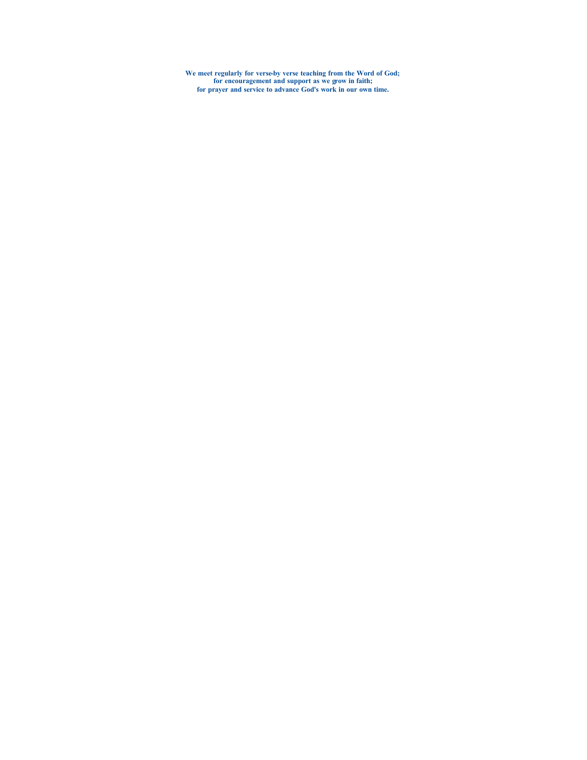**We meet regularly for verse-by verse teaching from the Word of God;**
**for encouragement and support as we grow in faith;**
**for prayer and service to advance God's work in our own time.**